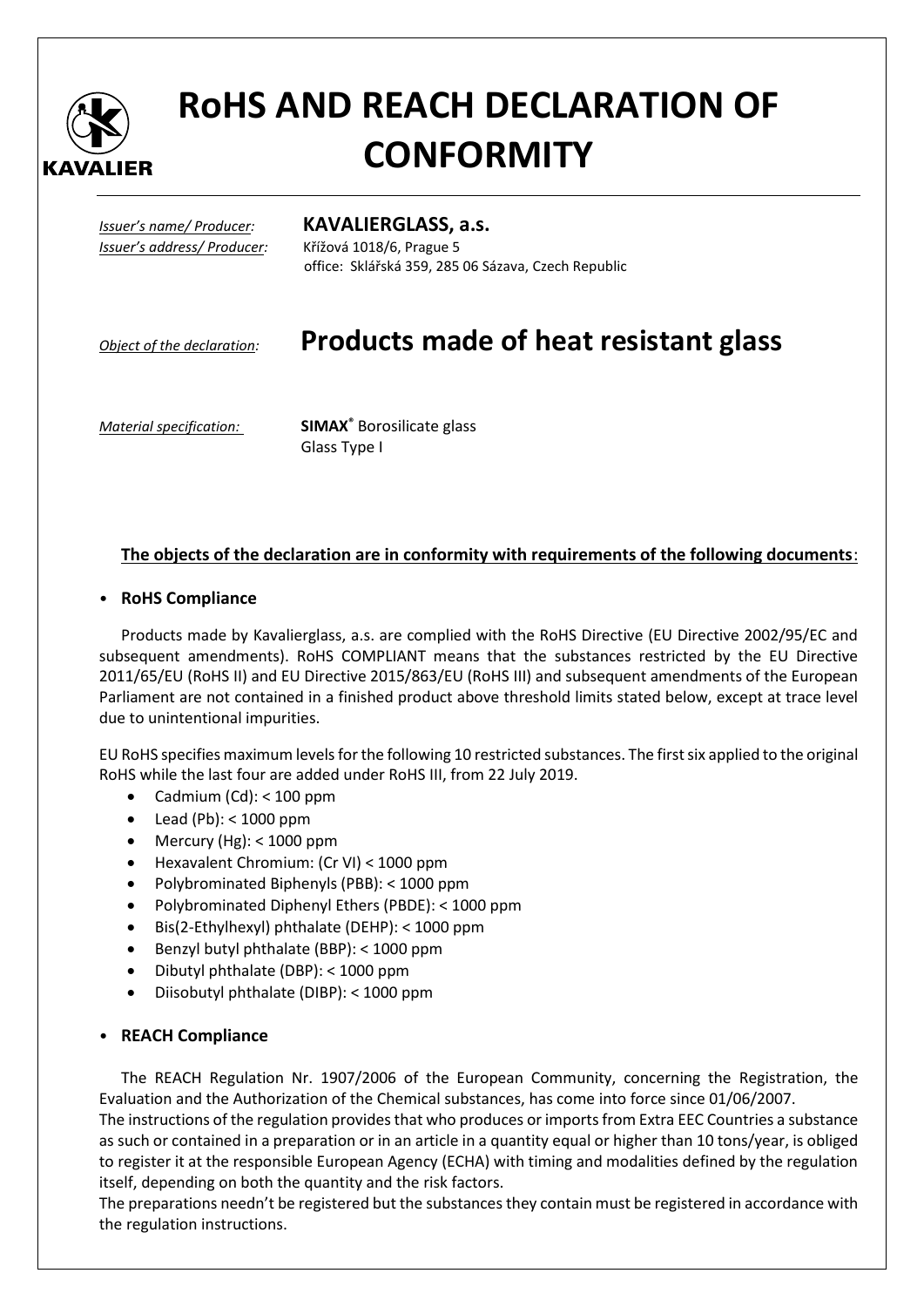# RoHS AND REACH DECLARATION OF CONFORMITY

*Issuer's name/ Producer:* **KAVALIERGLASS, a.s.**
*Issuer's address/ Producer:* Křížová 1018/6, Prague 5
office: Sklářská 359, 285 06 Sázava, Czech Republic

*Object of the declaration:* **Products made of heat resistant glass**

*Material specification:* **SIMAX®** Borosilicate glass
Glass Type I

**The objects of the declaration are in conformity with requirements of the following documents:**

- **RoHS Compliance**

Products made by Kavalierglass, a.s. are complied with the RoHS Directive (EU Directive 2002/95/EC and subsequent amendments). RoHS COMPLIANT means that the substances restricted by the EU Directive 2011/65/EU (RoHS II) and EU Directive 2015/863/EU (RoHS III) and subsequent amendments of the European Parliament are not contained in a finished product above threshold limits stated below, except at trace level due to unintentional impurities.

EU RoHS specifies maximum levels for the following 10 restricted substances. The first six applied to the original RoHS while the last four are added under RoHS III, from 22 July 2019.

- Cadmium (Cd): < 100 ppm
- Lead (Pb): < 1000 ppm
- Mercury (Hg): < 1000 ppm
- Hexavalent Chromium: (Cr VI) < 1000 ppm
- Polybrominated Biphenyls (PBB): < 1000 ppm
- Polybrominated Diphenyl Ethers (PBDE): < 1000 ppm
- Bis(2-Ethylhexyl) phthalate (DEHP): < 1000 ppm
- Benzyl butyl phthalate (BBP): < 1000 ppm
- Dibutyl phthalate (DBP): < 1000 ppm
- Diisobutyl phthalate (DIBP): < 1000 ppm

- **REACH Compliance**

The REACH Regulation Nr. 1907/2006 of the European Community, concerning the Registration, the Evaluation and the Authorization of the Chemical substances, has come into force since 01/06/2007.
The instructions of the regulation provides that who produces or imports from Extra EEC Countries a substance as such or contained in a preparation or in an article in a quantity equal or higher than 10 tons/year, is obliged to register it at the responsible European Agency (ECHA) with timing and modalities defined by the regulation itself, depending on both the quantity and the risk factors.
The preparations needn't be registered but the substances they contain must be registered in accordance with the regulation instructions.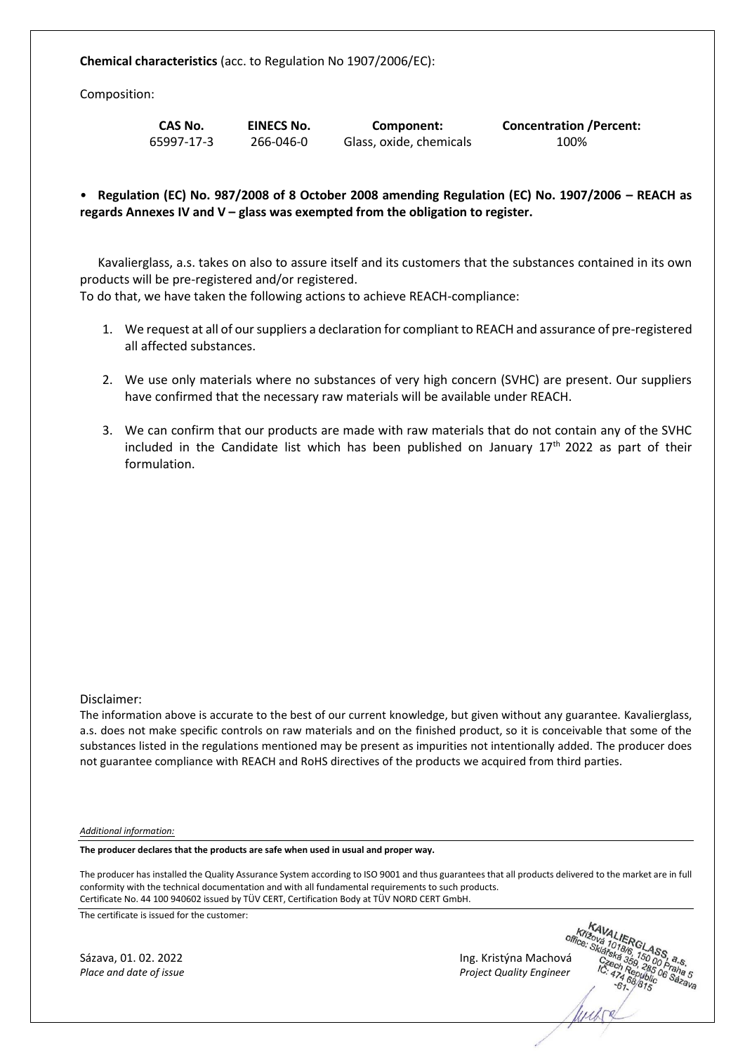**Chemical characteristics** (acc. to Regulation No 1907/2006/EC):

Composition:

| CAS No. | EINECS No. | Component: | Concentration /Percent: |
|---|---|---|---|
| 65997-17-3 | 266-046-0 | Glass, oxide, chemicals | 100% |

- **Regulation (EC) No. 987/2008 of 8 October 2008 amending Regulation (EC) No. 1907/2006 – REACH as regards Annexes IV and V – glass was exempted from the obligation to register.**

Kavalierglass, a.s. takes on also to assure itself and its customers that the substances contained in its own products will be pre-registered and/or registered.
To do that, we have taken the following actions to achieve REACH-compliance:

1. We request at all of our suppliers a declaration for compliant to REACH and assurance of pre-registered all affected substances.
2. We use only materials where no substances of very high concern (SVHC) are present. Our suppliers have confirmed that the necessary raw materials will be available under REACH.
3. We can confirm that our products are made with raw materials that do not contain any of the SVHC included in the Candidate list which has been published on January 17th 2022 as part of their formulation.

Disclaimer:
The information above is accurate to the best of our current knowledge, but given without any guarantee. Kavalierglass, a.s. does not make specific controls on raw materials and on the finished product, so it is conceivable that some of the substances listed in the regulations mentioned may be present as impurities not intentionally added. The producer does not guarantee compliance with REACH and RoHS directives of the products we acquired from third parties.

*Additional information:*

**The producer declares that the products are safe when used in usual and proper way.**

The producer has installed the Quality Assurance System according to ISO 9001 and thus guarantees that all products delivered to the market are in full conformity with the technical documentation and with all fundamental requirements to such products.
Certificate No. 44 100 940602 issued by TÜV CERT, Certification Body at TÜV NORD CERT GmbH.

The certificate is issued for the customer:

Sázava, 01. 02. 2022
*Place and date of issue*

Ing. Kristýna Machová
*Project Quality Engineer*

KAVALIERGLASS, a.s.
office: Křížová 1018/6, 150 00 Praha 5
Sklářská 359, 285 06 Sázava
Czech Republic
IČ: 474 68/815
-61-